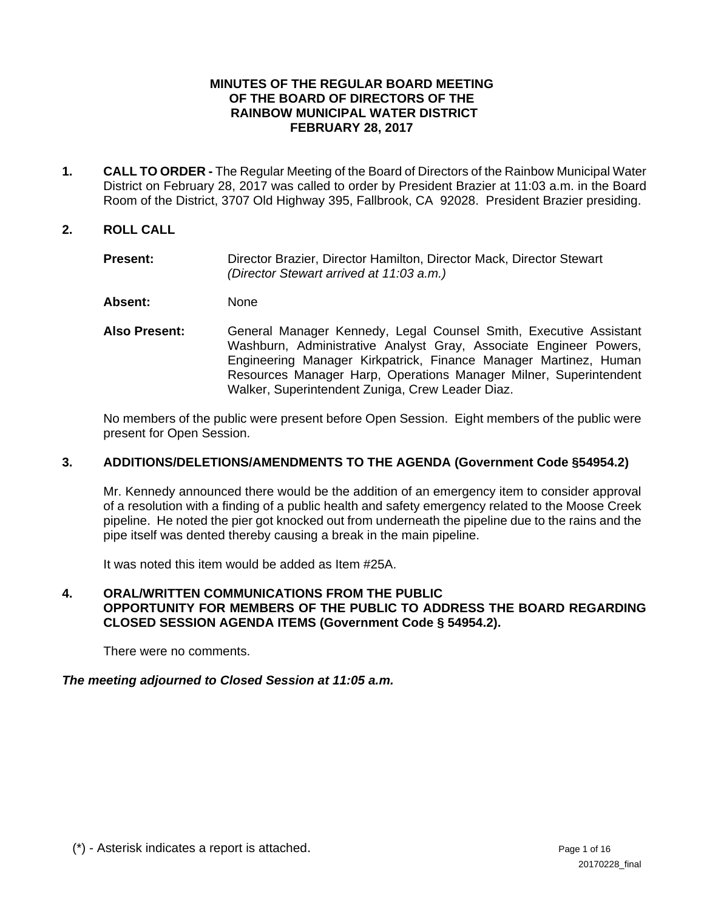# MINUTES OF THE REGULAR BOARD MEETING OF THE BOARD OF DIRECTORS OF THE RAINBOW MUNICIPAL WATER DISTRICT FEBRUARY 28, 2017

**1. CALL TO ORDER -** The Regular Meeting of the Board of Directors of the Rainbow Municipal Water District on February 28, 2017 was called to order by President Brazier at 11:03 a.m. in the Board Room of the District, 3707 Old Highway 395, Fallbrook, CA 92028. President Brazier presiding.

**2. ROLL CALL**

**Present:** Director Brazier, Director Hamilton, Director Mack, Director Stewart *(Director Stewart arrived at 11:03 a.m.)*

**Absent:** None

**Also Present:** General Manager Kennedy, Legal Counsel Smith, Executive Assistant Washburn, Administrative Analyst Gray, Associate Engineer Powers, Engineering Manager Kirkpatrick, Finance Manager Martinez, Human Resources Manager Harp, Operations Manager Milner, Superintendent Walker, Superintendent Zuniga, Crew Leader Diaz.

No members of the public were present before Open Session. Eight members of the public were present for Open Session.

**3. ADDITIONS/DELETIONS/AMENDMENTS TO THE AGENDA (Government Code §54954.2)**

Mr. Kennedy announced there would be the addition of an emergency item to consider approval of a resolution with a finding of a public health and safety emergency related to the Moose Creek pipeline. He noted the pier got knocked out from underneath the pipeline due to the rains and the pipe itself was dented thereby causing a break in the main pipeline.

It was noted this item would be added as Item #25A.

**4. ORAL/WRITTEN COMMUNICATIONS FROM THE PUBLIC OPPORTUNITY FOR MEMBERS OF THE PUBLIC TO ADDRESS THE BOARD REGARDING CLOSED SESSION AGENDA ITEMS (Government Code § 54954.2).**

There were no comments.

***The meeting adjourned to Closed Session at 11:05 a.m.***

(*) - Asterisk indicates a report is attached.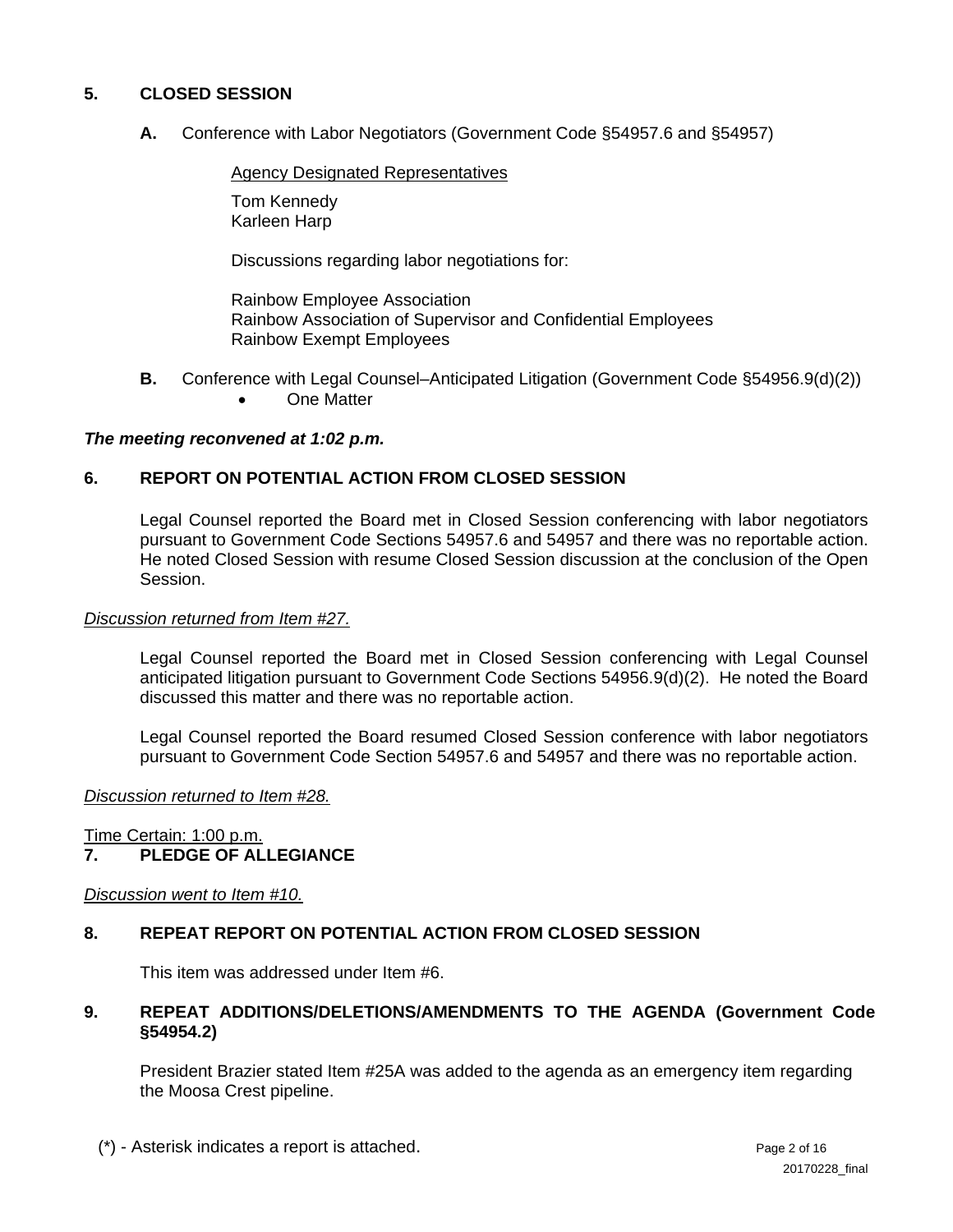## 5. CLOSED SESSION

**A.** Conference with Labor Negotiators (Government Code §54957.6 and §54957)

Agency Designated Representatives

Tom Kennedy
Karleen Harp

Discussions regarding labor negotiations for:

Rainbow Employee Association
Rainbow Association of Supervisor and Confidential Employees
Rainbow Exempt Employees

**B.** Conference with Legal Counsel–Anticipated Litigation (Government Code §54956.9(d)(2))

- One Matter

***The meeting reconvened at 1:02 p.m.***

## 6. REPORT ON POTENTIAL ACTION FROM CLOSED SESSION

Legal Counsel reported the Board met in Closed Session conferencing with labor negotiators pursuant to Government Code Sections 54957.6 and 54957 and there was no reportable action. He noted Closed Session with resume Closed Session discussion at the conclusion of the Open Session.

*Discussion returned from Item #27.*

Legal Counsel reported the Board met in Closed Session conferencing with Legal Counsel anticipated litigation pursuant to Government Code Sections 54956.9(d)(2). He noted the Board discussed this matter and there was no reportable action.

Legal Counsel reported the Board resumed Closed Session conference with labor negotiators pursuant to Government Code Section 54957.6 and 54957 and there was no reportable action.

*Discussion returned to Item #28.*

Time Certain: 1:00 p.m.

## 7. PLEDGE OF ALLEGIANCE

*Discussion went to Item #10.*

## 8. REPEAT REPORT ON POTENTIAL ACTION FROM CLOSED SESSION

This item was addressed under Item #6.

## 9. REPEAT ADDITIONS/DELETIONS/AMENDMENTS TO THE AGENDA (Government Code §54954.2)

President Brazier stated Item #25A was added to the agenda as an emergency item regarding the Moosa Crest pipeline.

(*) - Asterisk indicates a report is attached.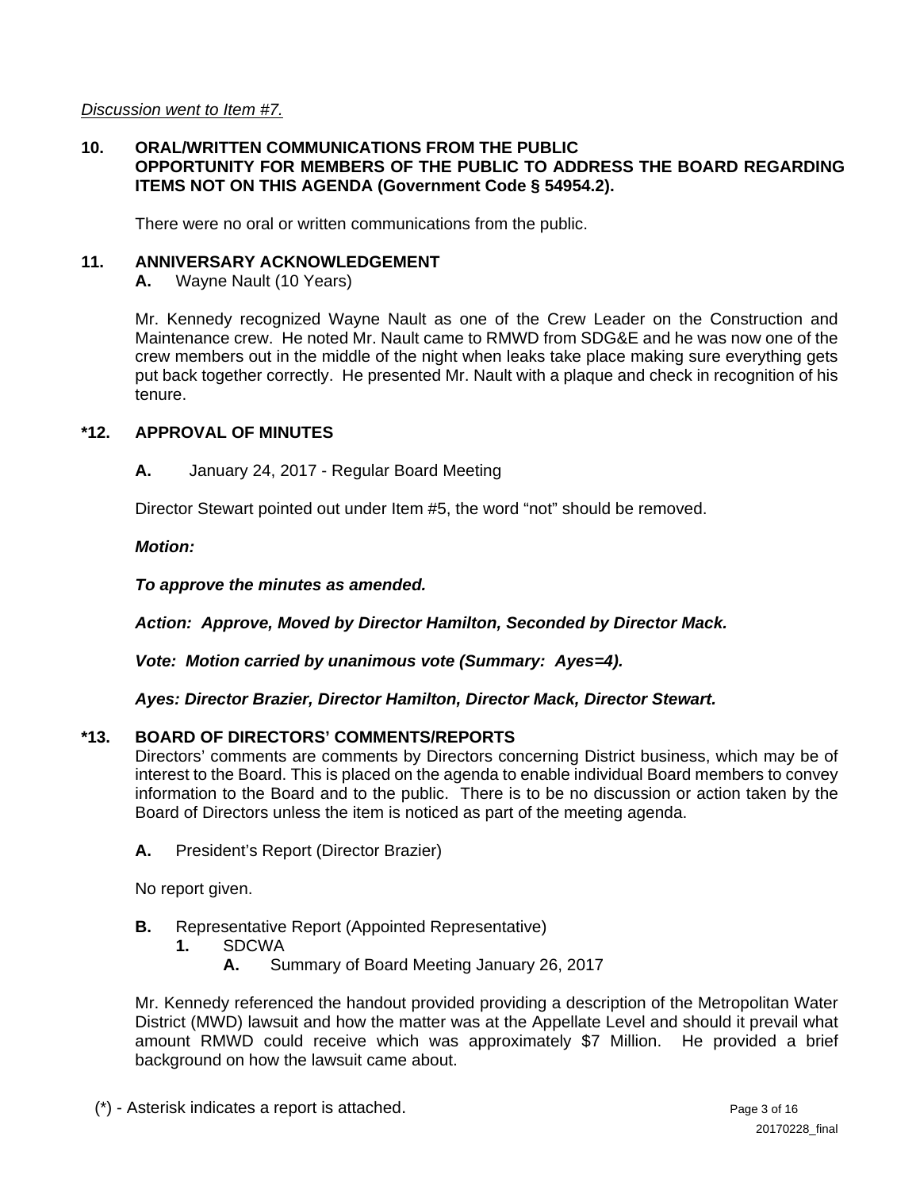*Discussion went to Item #7.*

## 10. ORAL/WRITTEN COMMUNICATIONS FROM THE PUBLIC OPPORTUNITY FOR MEMBERS OF THE PUBLIC TO ADDRESS THE BOARD REGARDING ITEMS NOT ON THIS AGENDA (Government Code § 54954.2).

There were no oral or written communications from the public.

## 11. ANNIVERSARY ACKNOWLEDGEMENT

**A.** Wayne Nault (10 Years)

Mr. Kennedy recognized Wayne Nault as one of the Crew Leader on the Construction and Maintenance crew. He noted Mr. Nault came to RMWD from SDG&E and he was now one of the crew members out in the middle of the night when leaks take place making sure everything gets put back together correctly. He presented Mr. Nault with a plaque and check in recognition of his tenure.

## *12. APPROVAL OF MINUTES

**A.** January 24, 2017 - Regular Board Meeting

Director Stewart pointed out under Item #5, the word "not" should be removed.

***Motion:***

***To approve the minutes as amended.***

***Action: Approve, Moved by Director Hamilton, Seconded by Director Mack.***

***Vote: Motion carried by unanimous vote (Summary: Ayes=4).***

***Ayes: Director Brazier, Director Hamilton, Director Mack, Director Stewart.***

## *13. BOARD OF DIRECTORS' COMMENTS/REPORTS

Directors' comments are comments by Directors concerning District business, which may be of interest to the Board. This is placed on the agenda to enable individual Board members to convey information to the Board and to the public. There is to be no discussion or action taken by the Board of Directors unless the item is noticed as part of the meeting agenda.

**A.** President's Report (Director Brazier)

No report given.

**B.** Representative Report (Appointed Representative)

- **1.** SDCWA
  - **A.** Summary of Board Meeting January 26, 2017

Mr. Kennedy referenced the handout provided providing a description of the Metropolitan Water District (MWD) lawsuit and how the matter was at the Appellate Level and should it prevail what amount RMWD could receive which was approximately $7 Million. He provided a brief background on how the lawsuit came about.

(*) - Asterisk indicates a report is attached.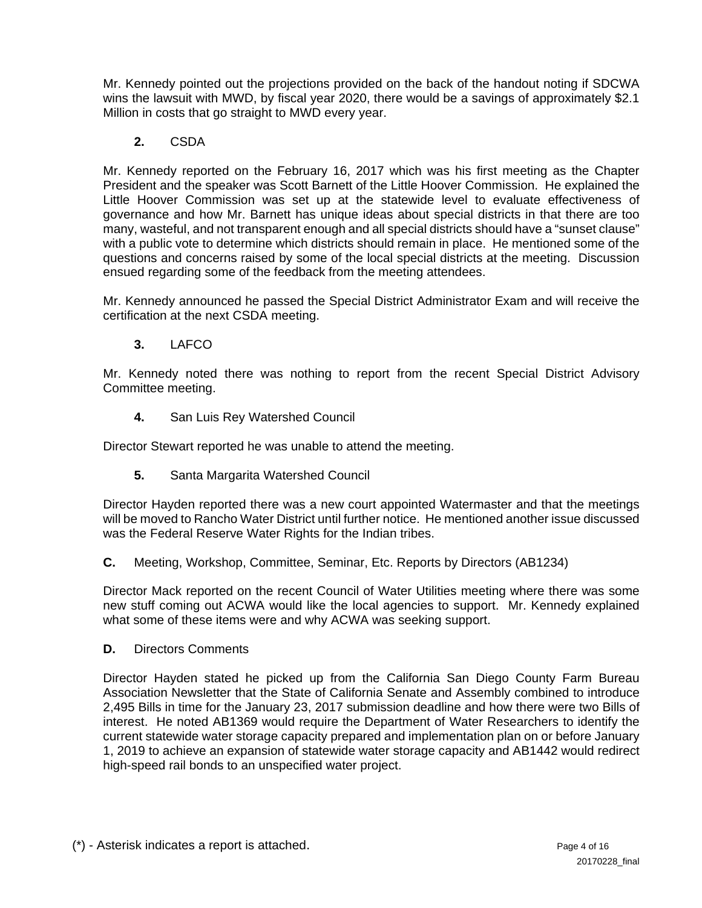Mr. Kennedy pointed out the projections provided on the back of the handout noting if SDCWA wins the lawsuit with MWD, by fiscal year 2020, there would be a savings of approximately $2.1 Million in costs that go straight to MWD every year.

**2.** CSDA

Mr. Kennedy reported on the February 16, 2017 which was his first meeting as the Chapter President and the speaker was Scott Barnett of the Little Hoover Commission. He explained the Little Hoover Commission was set up at the statewide level to evaluate effectiveness of governance and how Mr. Barnett has unique ideas about special districts in that there are too many, wasteful, and not transparent enough and all special districts should have a "sunset clause" with a public vote to determine which districts should remain in place. He mentioned some of the questions and concerns raised by some of the local special districts at the meeting. Discussion ensued regarding some of the feedback from the meeting attendees.

Mr. Kennedy announced he passed the Special District Administrator Exam and will receive the certification at the next CSDA meeting.

**3.** LAFCO

Mr. Kennedy noted there was nothing to report from the recent Special District Advisory Committee meeting.

**4.** San Luis Rey Watershed Council

Director Stewart reported he was unable to attend the meeting.

**5.** Santa Margarita Watershed Council

Director Hayden reported there was a new court appointed Watermaster and that the meetings will be moved to Rancho Water District until further notice. He mentioned another issue discussed was the Federal Reserve Water Rights for the Indian tribes.

**C.** Meeting, Workshop, Committee, Seminar, Etc. Reports by Directors (AB1234)

Director Mack reported on the recent Council of Water Utilities meeting where there was some new stuff coming out ACWA would like the local agencies to support. Mr. Kennedy explained what some of these items were and why ACWA was seeking support.

**D.** Directors Comments

Director Hayden stated he picked up from the California San Diego County Farm Bureau Association Newsletter that the State of California Senate and Assembly combined to introduce 2,495 Bills in time for the January 23, 2017 submission deadline and how there were two Bills of interest. He noted AB1369 would require the Department of Water Researchers to identify the current statewide water storage capacity prepared and implementation plan on or before January 1, 2019 to achieve an expansion of statewide water storage capacity and AB1442 would redirect high-speed rail bonds to an unspecified water project.

(*) - Asterisk indicates a report is attached.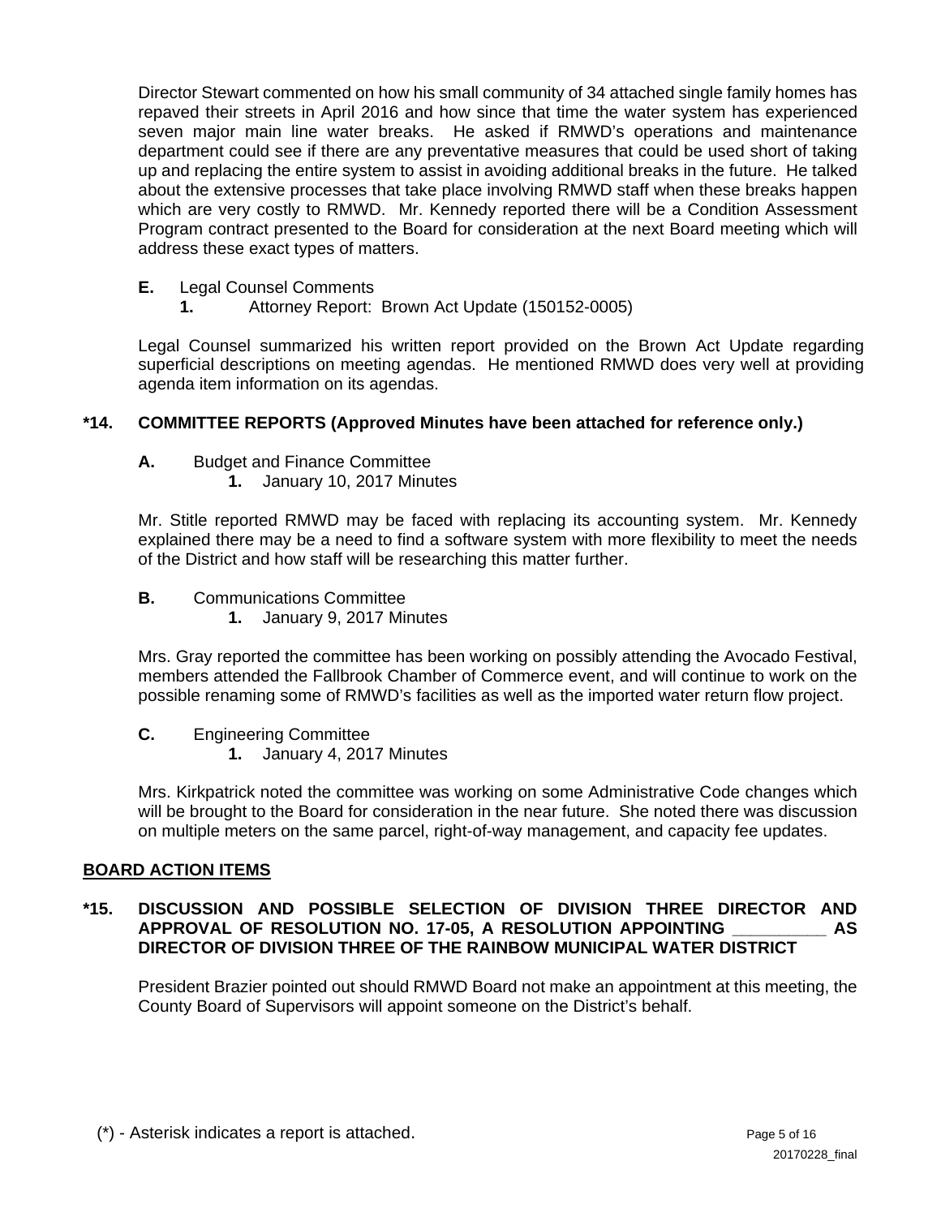Director Stewart commented on how his small community of 34 attached single family homes has repaved their streets in April 2016 and how since that time the water system has experienced seven major main line water breaks. He asked if RMWD's operations and maintenance department could see if there are any preventative measures that could be used short of taking up and replacing the entire system to assist in avoiding additional breaks in the future. He talked about the extensive processes that take place involving RMWD staff when these breaks happen which are very costly to RMWD. Mr. Kennedy reported there will be a Condition Assessment Program contract presented to the Board for consideration at the next Board meeting which will address these exact types of matters.

**E.** Legal Counsel Comments

**1.** Attorney Report: Brown Act Update (150152-0005)

Legal Counsel summarized his written report provided on the Brown Act Update regarding superficial descriptions on meeting agendas. He mentioned RMWD does very well at providing agenda item information on its agendas.

## *14. COMMITTEE REPORTS (Approved Minutes have been attached for reference only.)

**A.** Budget and Finance Committee

**1.** January 10, 2017 Minutes

Mr. Stitle reported RMWD may be faced with replacing its accounting system. Mr. Kennedy explained there may be a need to find a software system with more flexibility to meet the needs of the District and how staff will be researching this matter further.

**B.** Communications Committee

**1.** January 9, 2017 Minutes

Mrs. Gray reported the committee has been working on possibly attending the Avocado Festival, members attended the Fallbrook Chamber of Commerce event, and will continue to work on the possible renaming some of RMWD's facilities as well as the imported water return flow project.

**C.** Engineering Committee

**1.** January 4, 2017 Minutes

Mrs. Kirkpatrick noted the committee was working on some Administrative Code changes which will be brought to the Board for consideration in the near future. She noted there was discussion on multiple meters on the same parcel, right-of-way management, and capacity fee updates.

## BOARD ACTION ITEMS

## *15. DISCUSSION AND POSSIBLE SELECTION OF DIVISION THREE DIRECTOR AND APPROVAL OF RESOLUTION NO. 17-05, A RESOLUTION APPOINTING __________ AS DIRECTOR OF DIVISION THREE OF THE RAINBOW MUNICIPAL WATER DISTRICT

President Brazier pointed out should RMWD Board not make an appointment at this meeting, the County Board of Supervisors will appoint someone on the District's behalf.

(*) - Asterisk indicates a report is attached.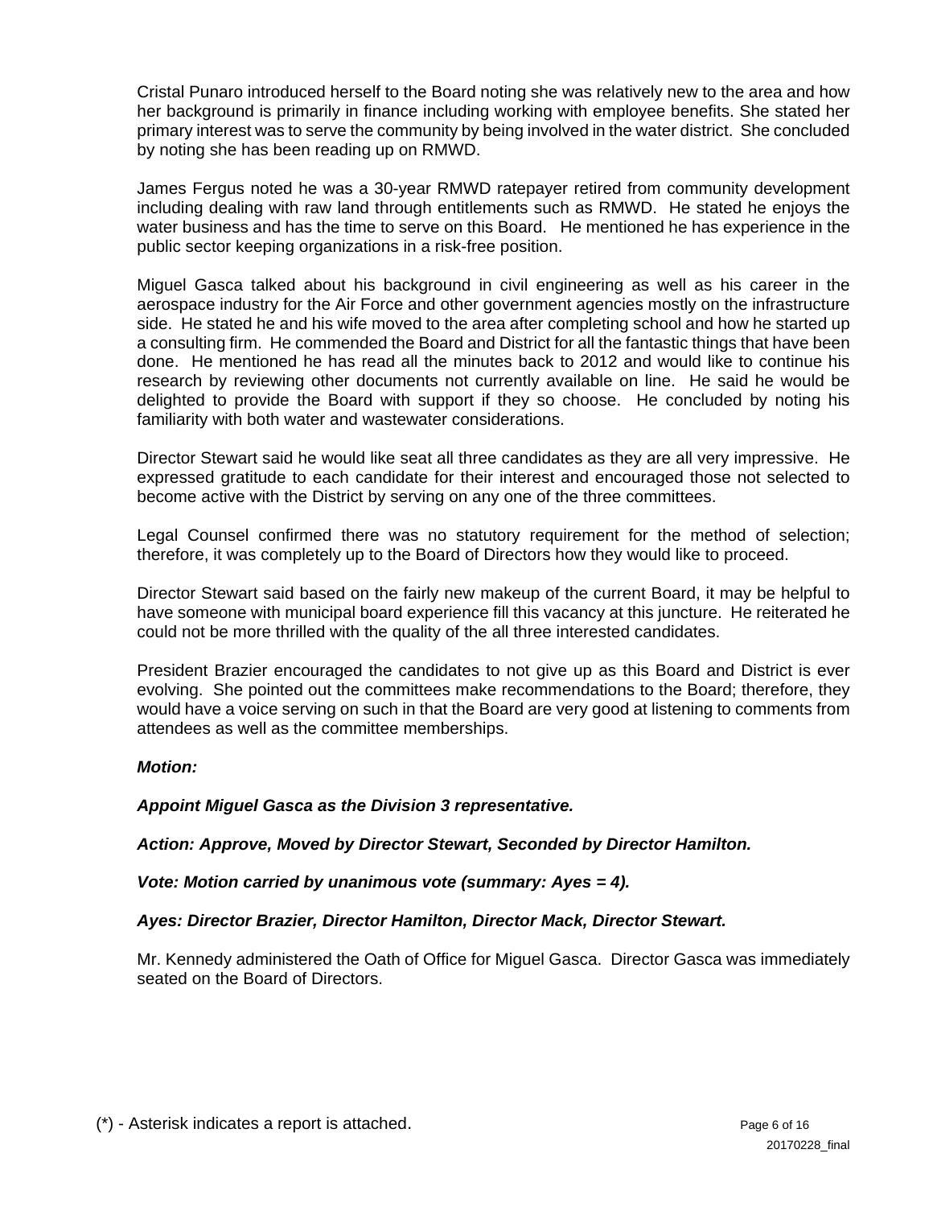Cristal Punaro introduced herself to the Board noting she was relatively new to the area and how her background is primarily in finance including working with employee benefits. She stated her primary interest was to serve the community by being involved in the water district. She concluded by noting she has been reading up on RMWD.

James Fergus noted he was a 30-year RMWD ratepayer retired from community development including dealing with raw land through entitlements such as RMWD. He stated he enjoys the water business and has the time to serve on this Board. He mentioned he has experience in the public sector keeping organizations in a risk-free position.

Miguel Gasca talked about his background in civil engineering as well as his career in the aerospace industry for the Air Force and other government agencies mostly on the infrastructure side. He stated he and his wife moved to the area after completing school and how he started up a consulting firm. He commended the Board and District for all the fantastic things that have been done. He mentioned he has read all the minutes back to 2012 and would like to continue his research by reviewing other documents not currently available on line. He said he would be delighted to provide the Board with support if they so choose. He concluded by noting his familiarity with both water and wastewater considerations.

Director Stewart said he would like seat all three candidates as they are all very impressive. He expressed gratitude to each candidate for their interest and encouraged those not selected to become active with the District by serving on any one of the three committees.

Legal Counsel confirmed there was no statutory requirement for the method of selection; therefore, it was completely up to the Board of Directors how they would like to proceed.

Director Stewart said based on the fairly new makeup of the current Board, it may be helpful to have someone with municipal board experience fill this vacancy at this juncture. He reiterated he could not be more thrilled with the quality of the all three interested candidates.

President Brazier encouraged the candidates to not give up as this Board and District is ever evolving. She pointed out the committees make recommendations to the Board; therefore, they would have a voice serving on such in that the Board are very good at listening to comments from attendees as well as the committee memberships.

***Motion:***

***Appoint Miguel Gasca as the Division 3 representative.***

***Action: Approve, Moved by Director Stewart, Seconded by Director Hamilton.***

***Vote: Motion carried by unanimous vote (summary: Ayes = 4).***

***Ayes: Director Brazier, Director Hamilton, Director Mack, Director Stewart.***

Mr. Kennedy administered the Oath of Office for Miguel Gasca. Director Gasca was immediately seated on the Board of Directors.

(*) - Asterisk indicates a report is attached.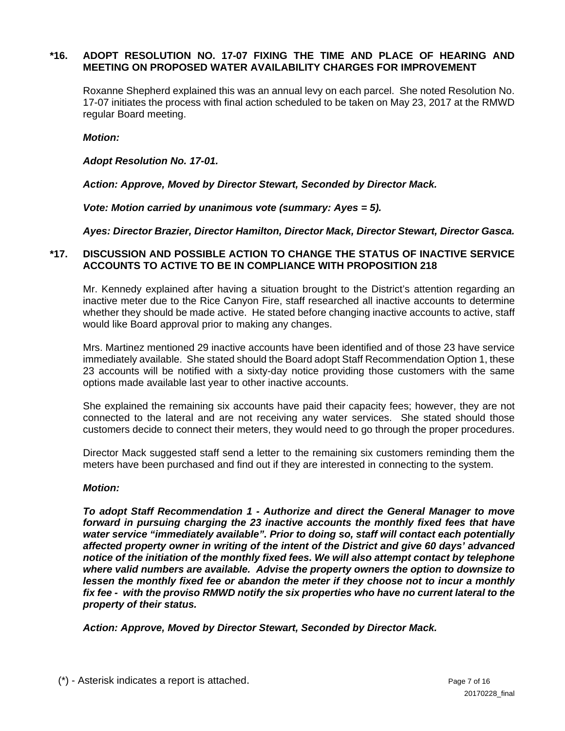### *16. ADOPT RESOLUTION NO. 17-07 FIXING THE TIME AND PLACE OF HEARING AND MEETING ON PROPOSED WATER AVAILABILITY CHARGES FOR IMPROVEMENT

Roxanne Shepherd explained this was an annual levy on each parcel. She noted Resolution No. 17-07 initiates the process with final action scheduled to be taken on May 23, 2017 at the RMWD regular Board meeting.

***Motion:***

***Adopt Resolution No. 17-01.***

***Action: Approve, Moved by Director Stewart, Seconded by Director Mack.***

***Vote: Motion carried by unanimous vote (summary: Ayes = 5).***

***Ayes: Director Brazier, Director Hamilton, Director Mack, Director Stewart, Director Gasca.***

### *17. DISCUSSION AND POSSIBLE ACTION TO CHANGE THE STATUS OF INACTIVE SERVICE ACCOUNTS TO ACTIVE TO BE IN COMPLIANCE WITH PROPOSITION 218

Mr. Kennedy explained after having a situation brought to the District's attention regarding an inactive meter due to the Rice Canyon Fire, staff researched all inactive accounts to determine whether they should be made active. He stated before changing inactive accounts to active, staff would like Board approval prior to making any changes.

Mrs. Martinez mentioned 29 inactive accounts have been identified and of those 23 have service immediately available. She stated should the Board adopt Staff Recommendation Option 1, these 23 accounts will be notified with a sixty-day notice providing those customers with the same options made available last year to other inactive accounts.

She explained the remaining six accounts have paid their capacity fees; however, they are not connected to the lateral and are not receiving any water services. She stated should those customers decide to connect their meters, they would need to go through the proper procedures.

Director Mack suggested staff send a letter to the remaining six customers reminding them the meters have been purchased and find out if they are interested in connecting to the system.

***Motion:***

***To adopt Staff Recommendation 1 - Authorize and direct the General Manager to move forward in pursuing charging the 23 inactive accounts the monthly fixed fees that have water service "immediately available". Prior to doing so, staff will contact each potentially affected property owner in writing of the intent of the District and give 60 days' advanced notice of the initiation of the monthly fixed fees. We will also attempt contact by telephone where valid numbers are available. Advise the property owners the option to downsize to lessen the monthly fixed fee or abandon the meter if they choose not to incur a monthly fix fee - with the proviso RMWD notify the six properties who have no current lateral to the property of their status.***

***Action: Approve, Moved by Director Stewart, Seconded by Director Mack.***

(*) - Asterisk indicates a report is attached.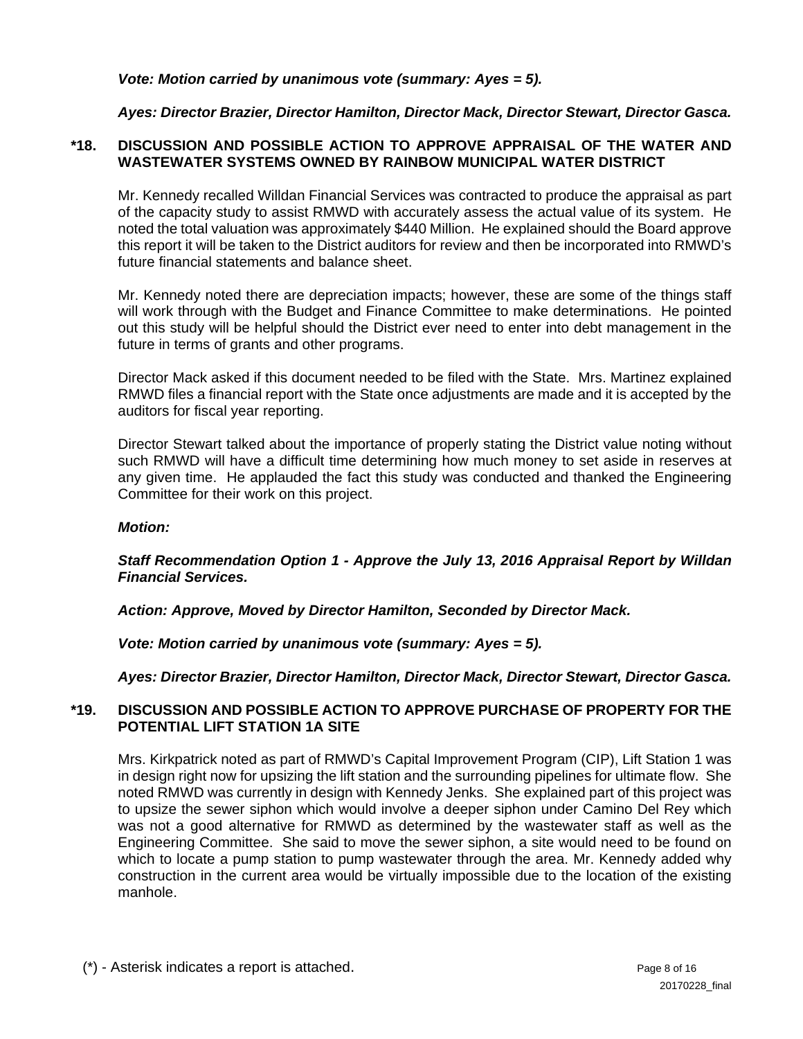***Vote: Motion carried by unanimous vote (summary: Ayes = 5).***

***Ayes: Director Brazier, Director Hamilton, Director Mack, Director Stewart, Director Gasca.***

**\*18. DISCUSSION AND POSSIBLE ACTION TO APPROVE APPRAISAL OF THE WATER AND WASTEWATER SYSTEMS OWNED BY RAINBOW MUNICIPAL WATER DISTRICT**

Mr. Kennedy recalled Willdan Financial Services was contracted to produce the appraisal as part of the capacity study to assist RMWD with accurately assess the actual value of its system. He noted the total valuation was approximately $440 Million. He explained should the Board approve this report it will be taken to the District auditors for review and then be incorporated into RMWD's future financial statements and balance sheet.

Mr. Kennedy noted there are depreciation impacts; however, these are some of the things staff will work through with the Budget and Finance Committee to make determinations. He pointed out this study will be helpful should the District ever need to enter into debt management in the future in terms of grants and other programs.

Director Mack asked if this document needed to be filed with the State. Mrs. Martinez explained RMWD files a financial report with the State once adjustments are made and it is accepted by the auditors for fiscal year reporting.

Director Stewart talked about the importance of properly stating the District value noting without such RMWD will have a difficult time determining how much money to set aside in reserves at any given time. He applauded the fact this study was conducted and thanked the Engineering Committee for their work on this project.

***Motion:***

***Staff Recommendation Option 1 - Approve the July 13, 2016 Appraisal Report by Willdan Financial Services.***

***Action: Approve, Moved by Director Hamilton, Seconded by Director Mack.***

***Vote: Motion carried by unanimous vote (summary: Ayes = 5).***

***Ayes: Director Brazier, Director Hamilton, Director Mack, Director Stewart, Director Gasca.***

**\*19. DISCUSSION AND POSSIBLE ACTION TO APPROVE PURCHASE OF PROPERTY FOR THE POTENTIAL LIFT STATION 1A SITE**

Mrs. Kirkpatrick noted as part of RMWD's Capital Improvement Program (CIP), Lift Station 1 was in design right now for upsizing the lift station and the surrounding pipelines for ultimate flow. She noted RMWD was currently in design with Kennedy Jenks. She explained part of this project was to upsize the sewer siphon which would involve a deeper siphon under Camino Del Rey which was not a good alternative for RMWD as determined by the wastewater staff as well as the Engineering Committee. She said to move the sewer siphon, a site would need to be found on which to locate a pump station to pump wastewater through the area. Mr. Kennedy added why construction in the current area would be virtually impossible due to the location of the existing manhole.

(*) - Asterisk indicates a report is attached.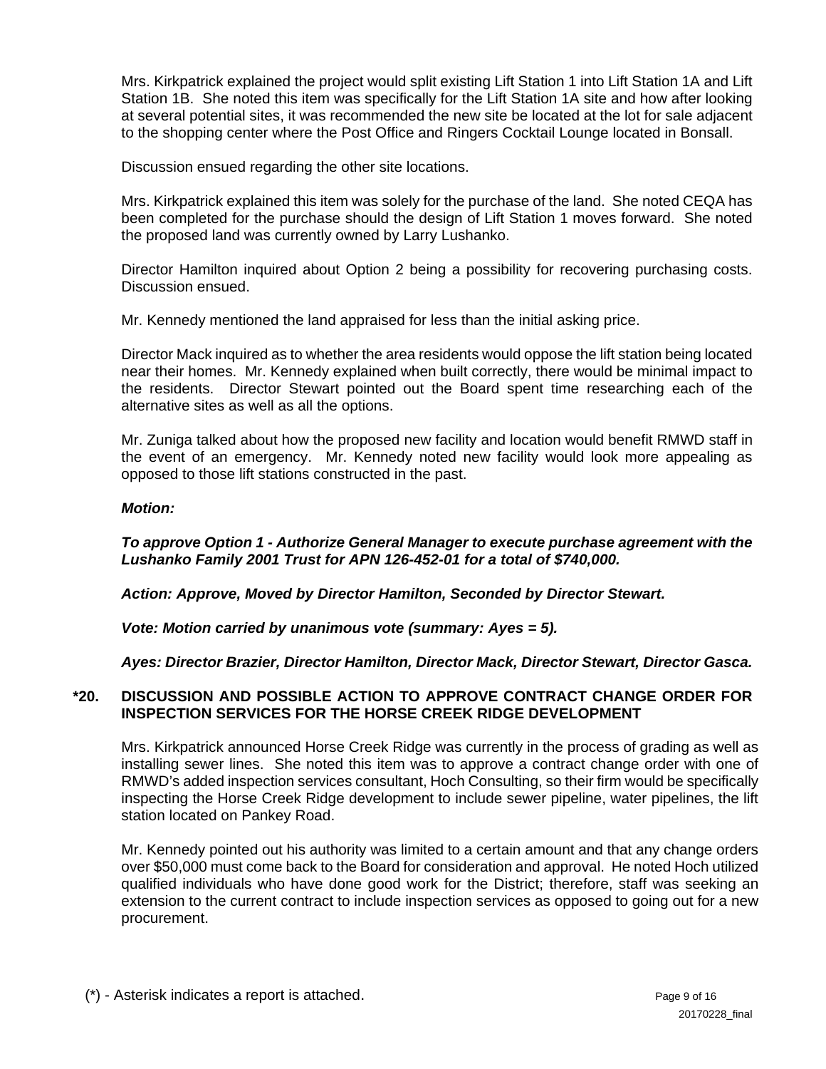Mrs. Kirkpatrick explained the project would split existing Lift Station 1 into Lift Station 1A and Lift Station 1B. She noted this item was specifically for the Lift Station 1A site and how after looking at several potential sites, it was recommended the new site be located at the lot for sale adjacent to the shopping center where the Post Office and Ringers Cocktail Lounge located in Bonsall.

Discussion ensued regarding the other site locations.

Mrs. Kirkpatrick explained this item was solely for the purchase of the land. She noted CEQA has been completed for the purchase should the design of Lift Station 1 moves forward. She noted the proposed land was currently owned by Larry Lushanko.

Director Hamilton inquired about Option 2 being a possibility for recovering purchasing costs. Discussion ensued.

Mr. Kennedy mentioned the land appraised for less than the initial asking price.

Director Mack inquired as to whether the area residents would oppose the lift station being located near their homes. Mr. Kennedy explained when built correctly, there would be minimal impact to the residents. Director Stewart pointed out the Board spent time researching each of the alternative sites as well as all the options.

Mr. Zuniga talked about how the proposed new facility and location would benefit RMWD staff in the event of an emergency. Mr. Kennedy noted new facility would look more appealing as opposed to those lift stations constructed in the past.

***Motion:***

***To approve Option 1 - Authorize General Manager to execute purchase agreement with the Lushanko Family 2001 Trust for APN 126-452-01 for a total of $740,000.***

***Action: Approve, Moved by Director Hamilton, Seconded by Director Stewart.***

***Vote: Motion carried by unanimous vote (summary: Ayes = 5).***

***Ayes: Director Brazier, Director Hamilton, Director Mack, Director Stewart, Director Gasca.***

## *20. DISCUSSION AND POSSIBLE ACTION TO APPROVE CONTRACT CHANGE ORDER FOR INSPECTION SERVICES FOR THE HORSE CREEK RIDGE DEVELOPMENT

Mrs. Kirkpatrick announced Horse Creek Ridge was currently in the process of grading as well as installing sewer lines. She noted this item was to approve a contract change order with one of RMWD's added inspection services consultant, Hoch Consulting, so their firm would be specifically inspecting the Horse Creek Ridge development to include sewer pipeline, water pipelines, the lift station located on Pankey Road.

Mr. Kennedy pointed out his authority was limited to a certain amount and that any change orders over $50,000 must come back to the Board for consideration and approval. He noted Hoch utilized qualified individuals who have done good work for the District; therefore, staff was seeking an extension to the current contract to include inspection services as opposed to going out for a new procurement.

(*) - Asterisk indicates a report is attached.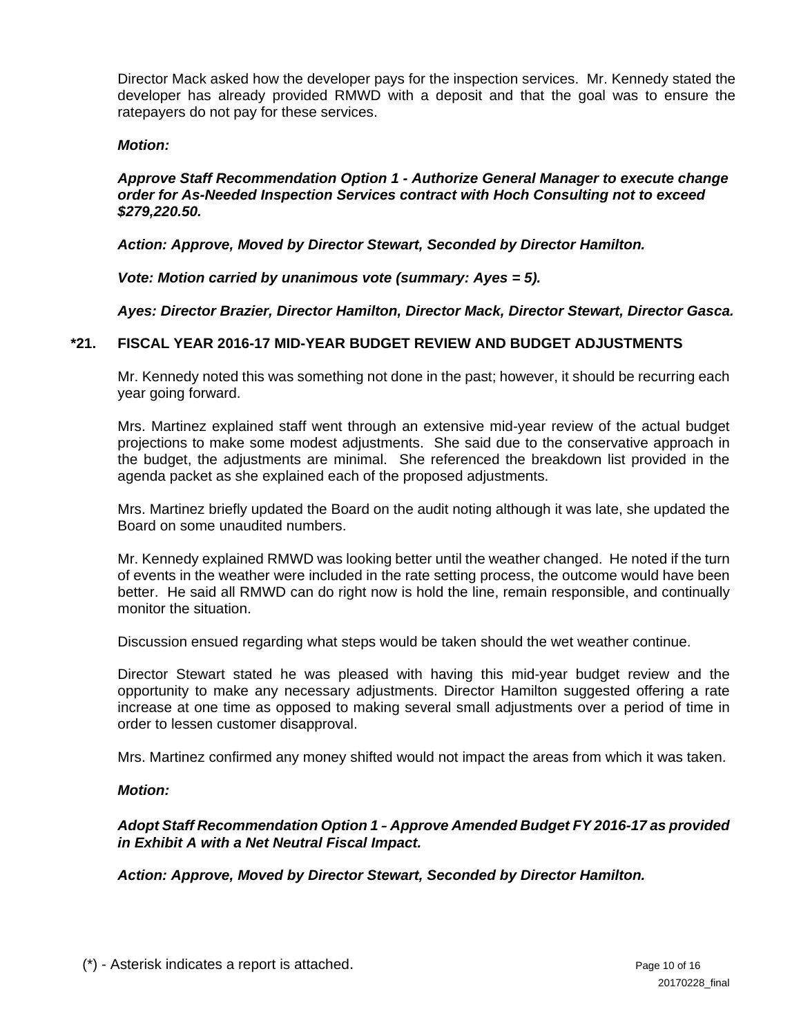Director Mack asked how the developer pays for the inspection services. Mr. Kennedy stated the developer has already provided RMWD with a deposit and that the goal was to ensure the ratepayers do not pay for these services.

***Motion:***

***Approve Staff Recommendation Option 1 - Authorize General Manager to execute change order for As-Needed Inspection Services contract with Hoch Consulting not to exceed $279,220.50.***

***Action: Approve, Moved by Director Stewart, Seconded by Director Hamilton.***

***Vote: Motion carried by unanimous vote (summary: Ayes = 5).***

***Ayes: Director Brazier, Director Hamilton, Director Mack, Director Stewart, Director Gasca.***

## *21. FISCAL YEAR 2016-17 MID-YEAR BUDGET REVIEW AND BUDGET ADJUSTMENTS

Mr. Kennedy noted this was something not done in the past; however, it should be recurring each year going forward.

Mrs. Martinez explained staff went through an extensive mid-year review of the actual budget projections to make some modest adjustments. She said due to the conservative approach in the budget, the adjustments are minimal. She referenced the breakdown list provided in the agenda packet as she explained each of the proposed adjustments.

Mrs. Martinez briefly updated the Board on the audit noting although it was late, she updated the Board on some unaudited numbers.

Mr. Kennedy explained RMWD was looking better until the weather changed. He noted if the turn of events in the weather were included in the rate setting process, the outcome would have been better. He said all RMWD can do right now is hold the line, remain responsible, and continually monitor the situation.

Discussion ensued regarding what steps would be taken should the wet weather continue.

Director Stewart stated he was pleased with having this mid-year budget review and the opportunity to make any necessary adjustments. Director Hamilton suggested offering a rate increase at one time as opposed to making several small adjustments over a period of time in order to lessen customer disapproval.

Mrs. Martinez confirmed any money shifted would not impact the areas from which it was taken.

***Motion:***

***Adopt Staff Recommendation Option 1 – Approve Amended Budget FY 2016-17 as provided in Exhibit A with a Net Neutral Fiscal Impact.***

***Action: Approve, Moved by Director Stewart, Seconded by Director Hamilton.***

(*) - Asterisk indicates a report is attached.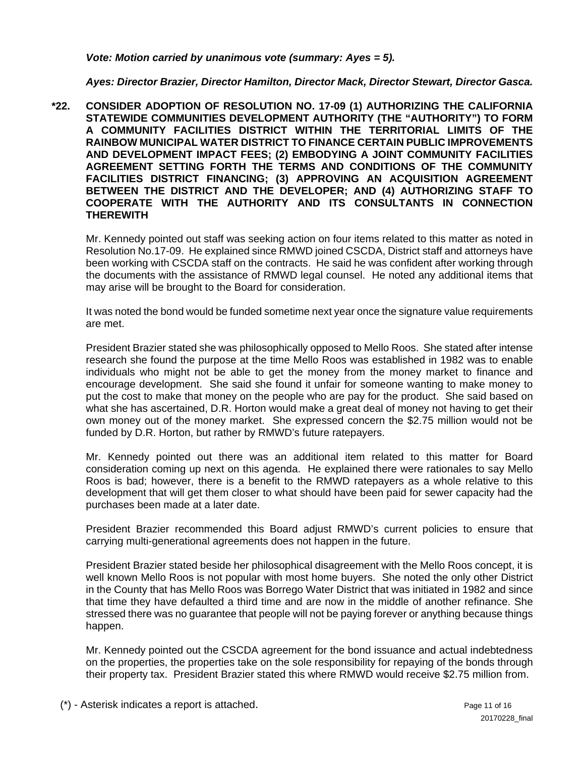***Vote: Motion carried by unanimous vote (summary: Ayes = 5).***

***Ayes: Director Brazier, Director Hamilton, Director Mack, Director Stewart, Director Gasca.***

**\*22. CONSIDER ADOPTION OF RESOLUTION NO. 17-09 (1) AUTHORIZING THE CALIFORNIA STATEWIDE COMMUNITIES DEVELOPMENT AUTHORITY (THE "AUTHORITY") TO FORM A COMMUNITY FACILITIES DISTRICT WITHIN THE TERRITORIAL LIMITS OF THE RAINBOW MUNICIPAL WATER DISTRICT TO FINANCE CERTAIN PUBLIC IMPROVEMENTS AND DEVELOPMENT IMPACT FEES; (2) EMBODYING A JOINT COMMUNITY FACILITIES AGREEMENT SETTING FORTH THE TERMS AND CONDITIONS OF THE COMMUNITY FACILITIES DISTRICT FINANCING; (3) APPROVING AN ACQUISITION AGREEMENT BETWEEN THE DISTRICT AND THE DEVELOPER; AND (4) AUTHORIZING STAFF TO COOPERATE WITH THE AUTHORITY AND ITS CONSULTANTS IN CONNECTION THEREWITH**

Mr. Kennedy pointed out staff was seeking action on four items related to this matter as noted in Resolution No.17-09. He explained since RMWD joined CSCDA, District staff and attorneys have been working with CSCDA staff on the contracts. He said he was confident after working through the documents with the assistance of RMWD legal counsel. He noted any additional items that may arise will be brought to the Board for consideration.

It was noted the bond would be funded sometime next year once the signature value requirements are met.

President Brazier stated she was philosophically opposed to Mello Roos. She stated after intense research she found the purpose at the time Mello Roos was established in 1982 was to enable individuals who might not be able to get the money from the money market to finance and encourage development. She said she found it unfair for someone wanting to make money to put the cost to make that money on the people who are pay for the product. She said based on what she has ascertained, D.R. Horton would make a great deal of money not having to get their own money out of the money market. She expressed concern the $2.75 million would not be funded by D.R. Horton, but rather by RMWD's future ratepayers.

Mr. Kennedy pointed out there was an additional item related to this matter for Board consideration coming up next on this agenda. He explained there were rationales to say Mello Roos is bad; however, there is a benefit to the RMWD ratepayers as a whole relative to this development that will get them closer to what should have been paid for sewer capacity had the purchases been made at a later date.

President Brazier recommended this Board adjust RMWD's current policies to ensure that carrying multi-generational agreements does not happen in the future.

President Brazier stated beside her philosophical disagreement with the Mello Roos concept, it is well known Mello Roos is not popular with most home buyers. She noted the only other District in the County that has Mello Roos was Borrego Water District that was initiated in 1982 and since that time they have defaulted a third time and are now in the middle of another refinance. She stressed there was no guarantee that people will not be paying forever or anything because things happen.

Mr. Kennedy pointed out the CSCDA agreement for the bond issuance and actual indebtedness on the properties, the properties take on the sole responsibility for repaying of the bonds through their property tax. President Brazier stated this where RMWD would receive $2.75 million from.

(*) - Asterisk indicates a report is attached.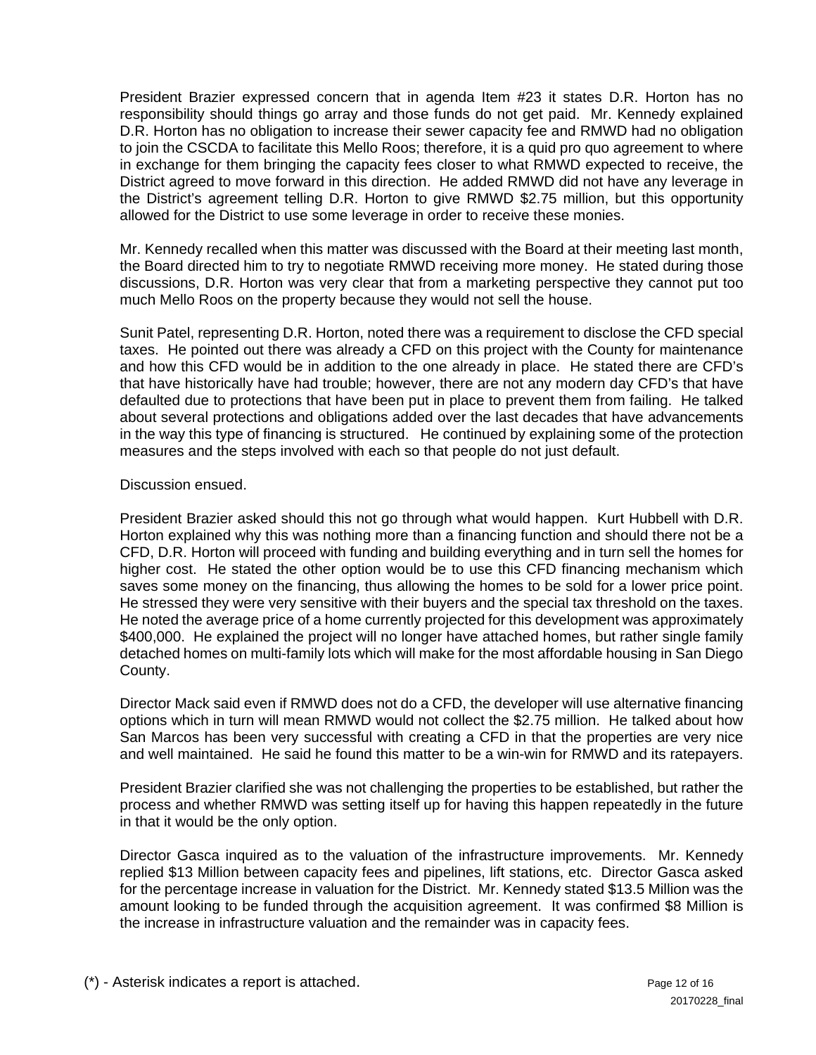President Brazier expressed concern that in agenda Item #23 it states D.R. Horton has no responsibility should things go array and those funds do not get paid. Mr. Kennedy explained D.R. Horton has no obligation to increase their sewer capacity fee and RMWD had no obligation to join the CSCDA to facilitate this Mello Roos; therefore, it is a quid pro quo agreement to where in exchange for them bringing the capacity fees closer to what RMWD expected to receive, the District agreed to move forward in this direction. He added RMWD did not have any leverage in the District's agreement telling D.R. Horton to give RMWD $2.75 million, but this opportunity allowed for the District to use some leverage in order to receive these monies.

Mr. Kennedy recalled when this matter was discussed with the Board at their meeting last month, the Board directed him to try to negotiate RMWD receiving more money. He stated during those discussions, D.R. Horton was very clear that from a marketing perspective they cannot put too much Mello Roos on the property because they would not sell the house.

Sunit Patel, representing D.R. Horton, noted there was a requirement to disclose the CFD special taxes. He pointed out there was already a CFD on this project with the County for maintenance and how this CFD would be in addition to the one already in place. He stated there are CFD's that have historically have had trouble; however, there are not any modern day CFD's that have defaulted due to protections that have been put in place to prevent them from failing. He talked about several protections and obligations added over the last decades that have advancements in the way this type of financing is structured. He continued by explaining some of the protection measures and the steps involved with each so that people do not just default.

Discussion ensued.

President Brazier asked should this not go through what would happen. Kurt Hubbell with D.R. Horton explained why this was nothing more than a financing function and should there not be a CFD, D.R. Horton will proceed with funding and building everything and in turn sell the homes for higher cost. He stated the other option would be to use this CFD financing mechanism which saves some money on the financing, thus allowing the homes to be sold for a lower price point. He stressed they were very sensitive with their buyers and the special tax threshold on the taxes. He noted the average price of a home currently projected for this development was approximately $400,000. He explained the project will no longer have attached homes, but rather single family detached homes on multi-family lots which will make for the most affordable housing in San Diego County.

Director Mack said even if RMWD does not do a CFD, the developer will use alternative financing options which in turn will mean RMWD would not collect the $2.75 million. He talked about how San Marcos has been very successful with creating a CFD in that the properties are very nice and well maintained. He said he found this matter to be a win-win for RMWD and its ratepayers.

President Brazier clarified she was not challenging the properties to be established, but rather the process and whether RMWD was setting itself up for having this happen repeatedly in the future in that it would be the only option.

Director Gasca inquired as to the valuation of the infrastructure improvements. Mr. Kennedy replied $13 Million between capacity fees and pipelines, lift stations, etc. Director Gasca asked for the percentage increase in valuation for the District. Mr. Kennedy stated $13.5 Million was the amount looking to be funded through the acquisition agreement. It was confirmed $8 Million is the increase in infrastructure valuation and the remainder was in capacity fees.

(*) - Asterisk indicates a report is attached.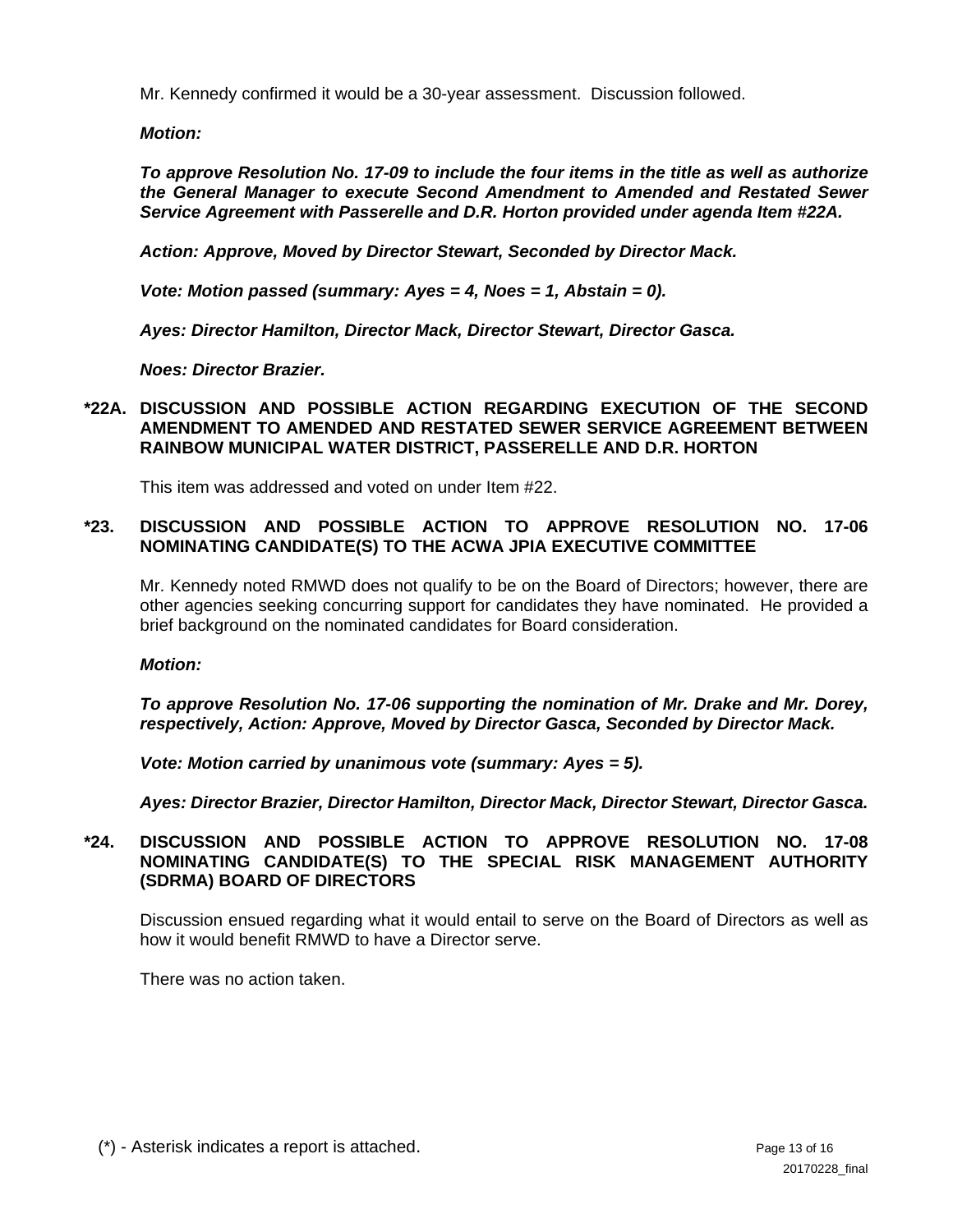Mr. Kennedy confirmed it would be a 30-year assessment. Discussion followed.

***Motion:***

***To approve Resolution No. 17-09 to include the four items in the title as well as authorize the General Manager to execute Second Amendment to Amended and Restated Sewer Service Agreement with Passerelle and D.R. Horton provided under agenda Item #22A.***

***Action: Approve, Moved by Director Stewart, Seconded by Director Mack.***

***Vote: Motion passed (summary: Ayes = 4, Noes = 1, Abstain = 0).***

***Ayes: Director Hamilton, Director Mack, Director Stewart, Director Gasca.***

***Noes: Director Brazier.***

**\*22A. DISCUSSION AND POSSIBLE ACTION REGARDING EXECUTION OF THE SECOND AMENDMENT TO AMENDED AND RESTATED SEWER SERVICE AGREEMENT BETWEEN RAINBOW MUNICIPAL WATER DISTRICT, PASSERELLE AND D.R. HORTON**

This item was addressed and voted on under Item #22.

**\*23. DISCUSSION AND POSSIBLE ACTION TO APPROVE RESOLUTION NO. 17-06 NOMINATING CANDIDATE(S) TO THE ACWA JPIA EXECUTIVE COMMITTEE**

Mr. Kennedy noted RMWD does not qualify to be on the Board of Directors; however, there are other agencies seeking concurring support for candidates they have nominated. He provided a brief background on the nominated candidates for Board consideration.

***Motion:***

***To approve Resolution No. 17-06 supporting the nomination of Mr. Drake and Mr. Dorey, respectively, Action: Approve, Moved by Director Gasca, Seconded by Director Mack.***

***Vote: Motion carried by unanimous vote (summary: Ayes = 5).***

***Ayes: Director Brazier, Director Hamilton, Director Mack, Director Stewart, Director Gasca.***

**\*24. DISCUSSION AND POSSIBLE ACTION TO APPROVE RESOLUTION NO. 17-08 NOMINATING CANDIDATE(S) TO THE SPECIAL RISK MANAGEMENT AUTHORITY (SDRMA) BOARD OF DIRECTORS**

Discussion ensued regarding what it would entail to serve on the Board of Directors as well as how it would benefit RMWD to have a Director serve.

There was no action taken.

(*) - Asterisk indicates a report is attached.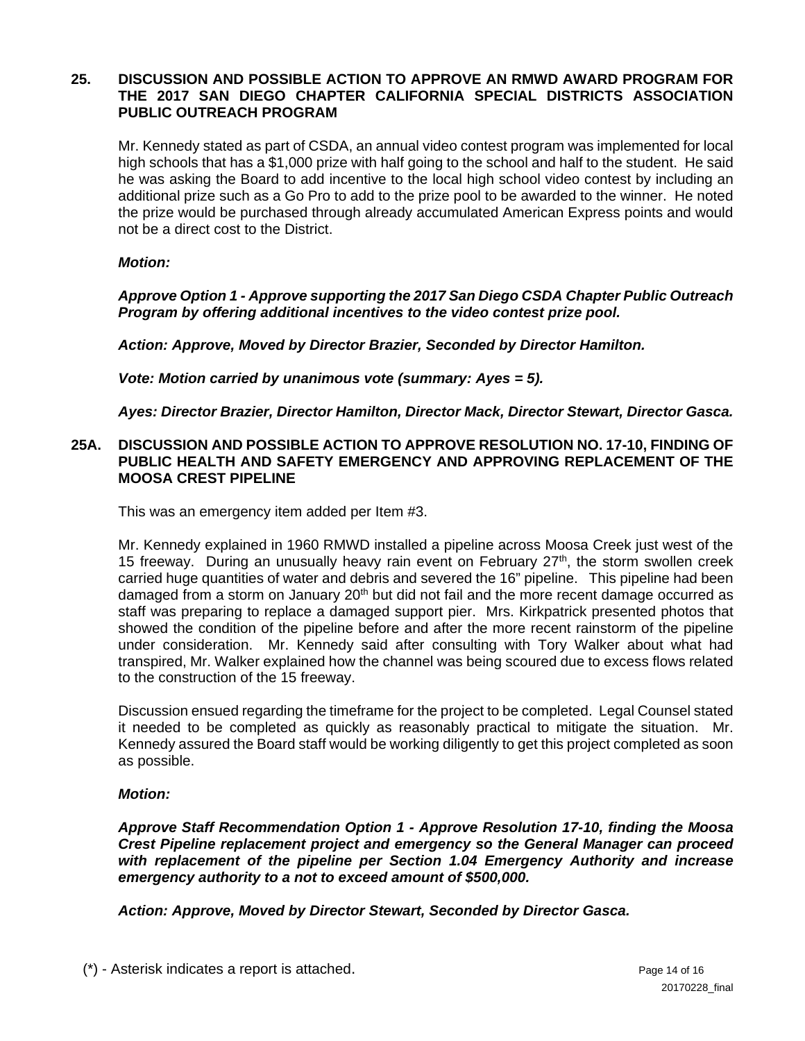## 25. DISCUSSION AND POSSIBLE ACTION TO APPROVE AN RMWD AWARD PROGRAM FOR THE 2017 SAN DIEGO CHAPTER CALIFORNIA SPECIAL DISTRICTS ASSOCIATION PUBLIC OUTREACH PROGRAM

Mr. Kennedy stated as part of CSDA, an annual video contest program was implemented for local high schools that has a $1,000 prize with half going to the school and half to the student. He said he was asking the Board to add incentive to the local high school video contest by including an additional prize such as a Go Pro to add to the prize pool to be awarded to the winner. He noted the prize would be purchased through already accumulated American Express points and would not be a direct cost to the District.

***Motion:***

***Approve Option 1 - Approve supporting the 2017 San Diego CSDA Chapter Public Outreach Program by offering additional incentives to the video contest prize pool.***

***Action: Approve, Moved by Director Brazier, Seconded by Director Hamilton.***

***Vote: Motion carried by unanimous vote (summary: Ayes = 5).***

***Ayes: Director Brazier, Director Hamilton, Director Mack, Director Stewart, Director Gasca.***

## 25A. DISCUSSION AND POSSIBLE ACTION TO APPROVE RESOLUTION NO. 17-10, FINDING OF PUBLIC HEALTH AND SAFETY EMERGENCY AND APPROVING REPLACEMENT OF THE MOOSA CREST PIPELINE

This was an emergency item added per Item #3.

Mr. Kennedy explained in 1960 RMWD installed a pipeline across Moosa Creek just west of the 15 freeway. During an unusually heavy rain event on February 27th, the storm swollen creek carried huge quantities of water and debris and severed the 16" pipeline. This pipeline had been damaged from a storm on January 20th but did not fail and the more recent damage occurred as staff was preparing to replace a damaged support pier. Mrs. Kirkpatrick presented photos that showed the condition of the pipeline before and after the more recent rainstorm of the pipeline under consideration. Mr. Kennedy said after consulting with Tory Walker about what had transpired, Mr. Walker explained how the channel was being scoured due to excess flows related to the construction of the 15 freeway.

Discussion ensued regarding the timeframe for the project to be completed. Legal Counsel stated it needed to be completed as quickly as reasonably practical to mitigate the situation. Mr. Kennedy assured the Board staff would be working diligently to get this project completed as soon as possible.

***Motion:***

***Approve Staff Recommendation Option 1 - Approve Resolution 17-10, finding the Moosa Crest Pipeline replacement project and emergency so the General Manager can proceed with replacement of the pipeline per Section 1.04 Emergency Authority and increase emergency authority to a not to exceed amount of $500,000.***

***Action: Approve, Moved by Director Stewart, Seconded by Director Gasca.***

(*) - Asterisk indicates a report is attached.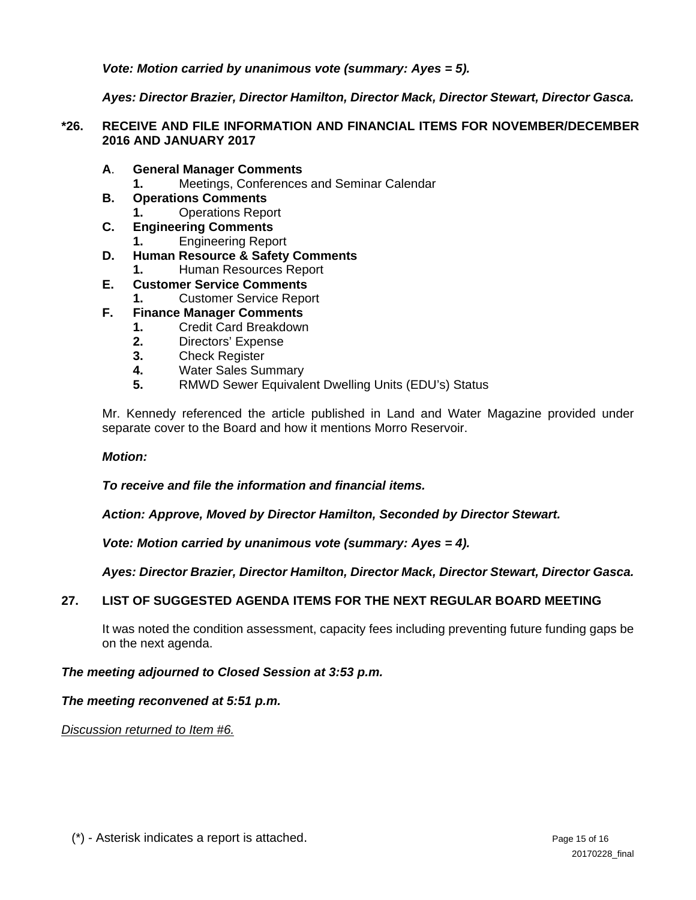***Vote: Motion carried by unanimous vote (summary: Ayes = 5).***

***Ayes: Director Brazier, Director Hamilton, Director Mack, Director Stewart, Director Gasca.***

**\*26. RECEIVE AND FILE INFORMATION AND FINANCIAL ITEMS FOR NOVEMBER/DECEMBER 2016 AND JANUARY 2017**

**A. General Manager Comments**
   **1.** Meetings, Conferences and Seminar Calendar

**B. Operations Comments**
   **1.** Operations Report

**C. Engineering Comments**
   **1.** Engineering Report

**D. Human Resource & Safety Comments**
   **1.** Human Resources Report

**E. Customer Service Comments**
   **1.** Customer Service Report

**F. Finance Manager Comments**
   **1.** Credit Card Breakdown
   **2.** Directors' Expense
   **3.** Check Register
   **4.** Water Sales Summary
   **5.** RMWD Sewer Equivalent Dwelling Units (EDU's) Status

Mr. Kennedy referenced the article published in Land and Water Magazine provided under separate cover to the Board and how it mentions Morro Reservoir.

***Motion:***

***To receive and file the information and financial items.***

***Action: Approve, Moved by Director Hamilton, Seconded by Director Stewart.***

***Vote: Motion carried by unanimous vote (summary: Ayes = 4).***

***Ayes: Director Brazier, Director Hamilton, Director Mack, Director Stewart, Director Gasca.***

**27. LIST OF SUGGESTED AGENDA ITEMS FOR THE NEXT REGULAR BOARD MEETING**

It was noted the condition assessment, capacity fees including preventing future funding gaps be on the next agenda.

***The meeting adjourned to Closed Session at 3:53 p.m.***

***The meeting reconvened at 5:51 p.m.***

<u>*Discussion returned to Item #6.*</u>

(\*) - Asterisk indicates a report is attached.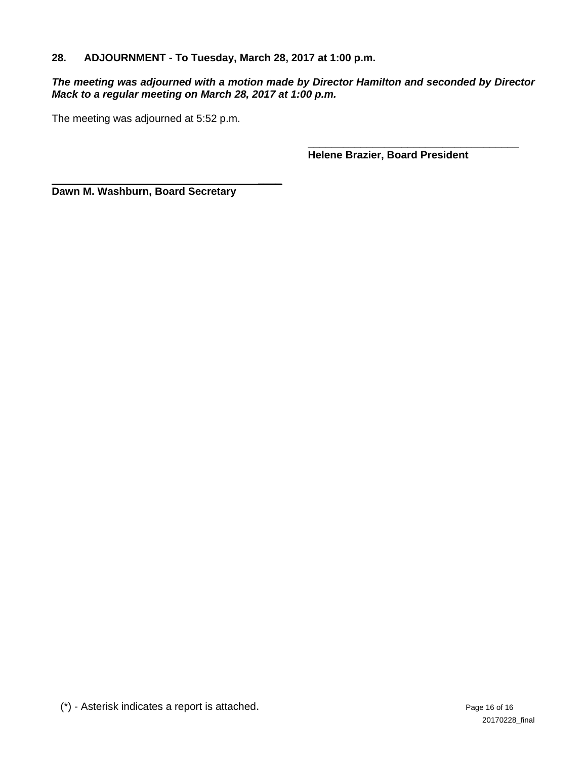**28. ADJOURNMENT - To Tuesday, March 28, 2017 at 1:00 p.m.**

***The meeting was adjourned with a motion made by Director Hamilton and seconded by Director Mack to a regular meeting on March 28, 2017 at 1:00 p.m.***

The meeting was adjourned at 5:52 p.m.

_____________________________________
**Helene Brazier, Board President**

_____________________________________
**Dawn M. Washburn, Board Secretary**

(*) - Asterisk indicates a report is attached.

20170228_final